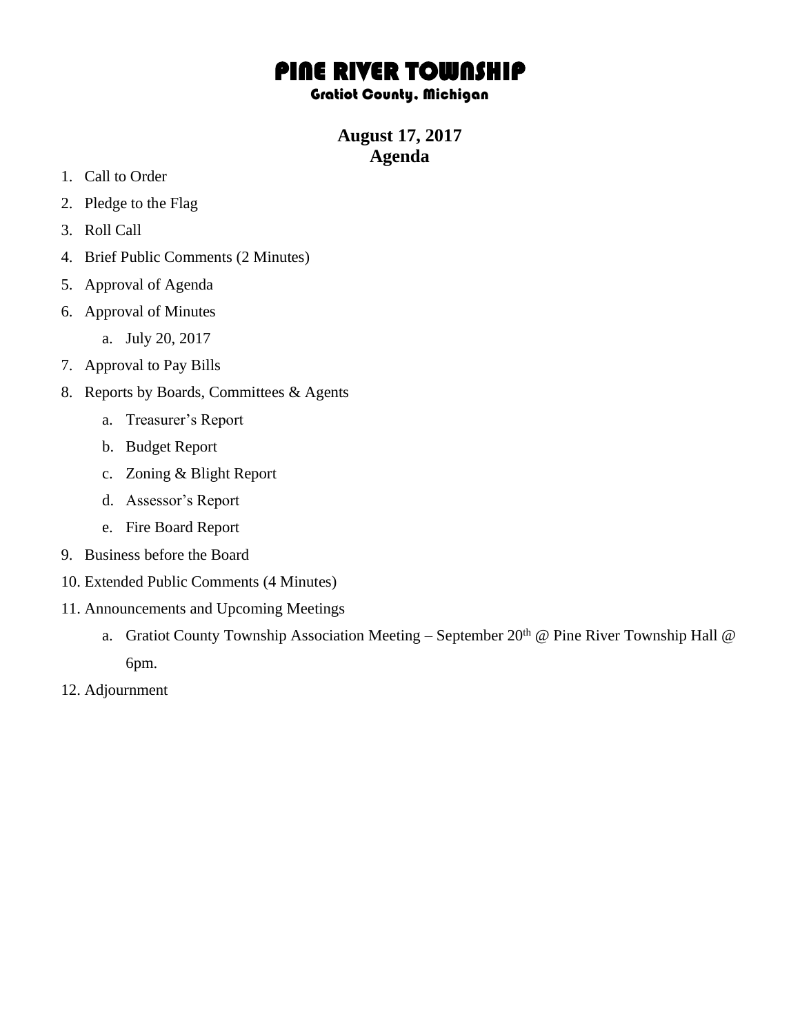# PINE RIVER TOWNSHIP

## Gratiot County, Michigan

**August 17, 2017**
**Agenda**

1. Call to Order
2. Pledge to the Flag
3. Roll Call
4. Brief Public Comments (2 Minutes)
5. Approval of Agenda
6. Approval of Minutes
    a. July 20, 2017
7. Approval to Pay Bills
8. Reports by Boards, Committees & Agents
    a. Treasurer's Report
    b. Budget Report
    c. Zoning & Blight Report
    d. Assessor's Report
    e. Fire Board Report
9. Business before the Board
10. Extended Public Comments (4 Minutes)
11. Announcements and Upcoming Meetings
    a. Gratiot County Township Association Meeting – September 20th @ Pine River Township Hall @ 6pm.
12. Adjournment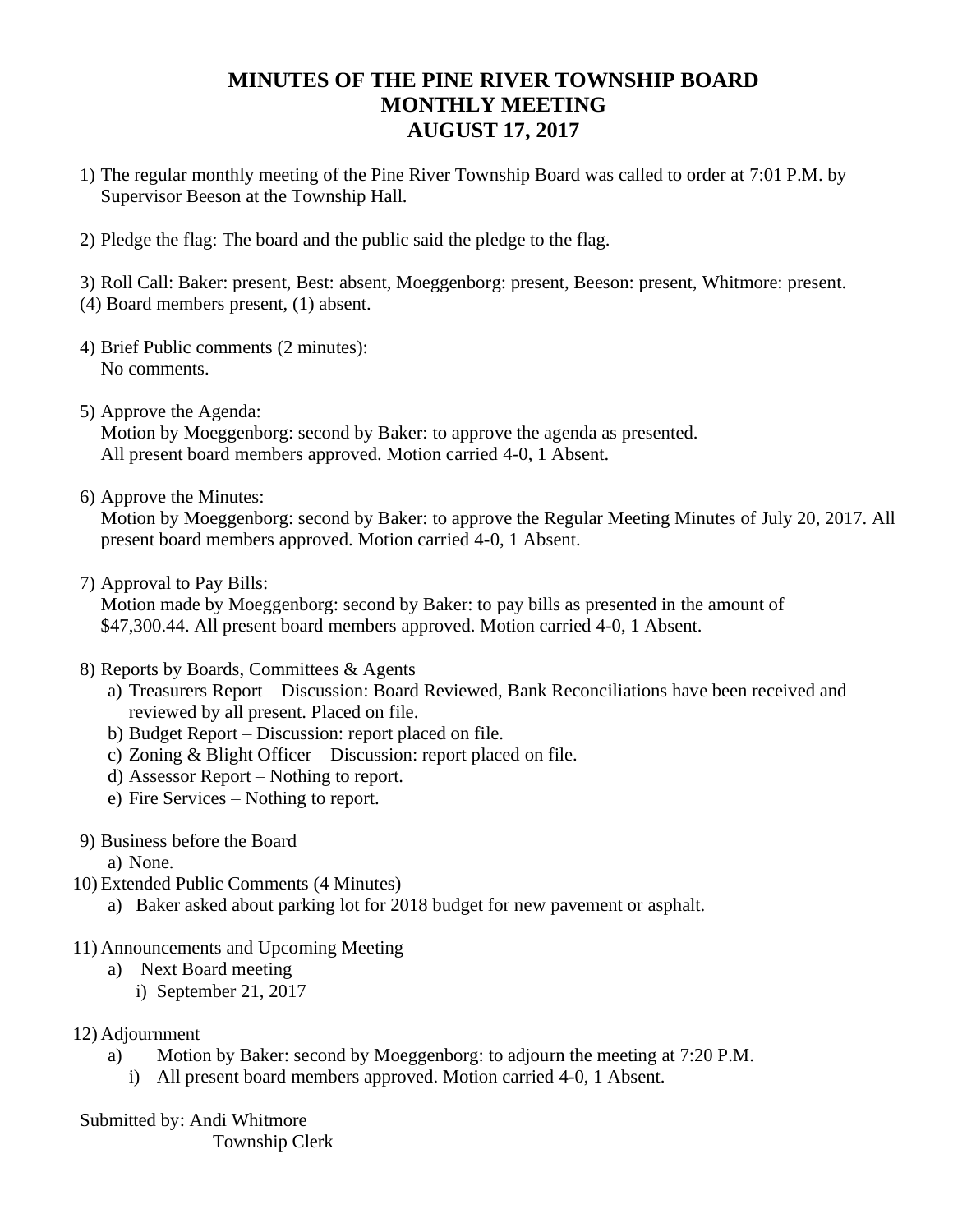# MINUTES OF THE PINE RIVER TOWNSHIP BOARD MONTHLY MEETING AUGUST 17, 2017

1) The regular monthly meeting of the Pine River Township Board was called to order at 7:01 P.M. by Supervisor Beeson at the Township Hall.

2) Pledge the flag: The board and the public said the pledge to the flag.

3) Roll Call: Baker: present, Best: absent, Moeggenborg: present, Beeson: present, Whitmore: present.
(4) Board members present, (1) absent.

4) Brief Public comments (2 minutes):
   No comments.

5) Approve the Agenda:
   Motion by Moeggenborg: second by Baker: to approve the agenda as presented.
   All present board members approved. Motion carried 4-0, 1 Absent.

6) Approve the Minutes:
   Motion by Moeggenborg: second by Baker: to approve the Regular Meeting Minutes of July 20, 2017. All present board members approved. Motion carried 4-0, 1 Absent.

7) Approval to Pay Bills:
   Motion made by Moeggenborg: second by Baker: to pay bills as presented in the amount of $47,300.44. All present board members approved. Motion carried 4-0, 1 Absent.

8) Reports by Boards, Committees & Agents
   a) Treasurers Report – Discussion: Board Reviewed, Bank Reconciliations have been received and reviewed by all present. Placed on file.
   b) Budget Report – Discussion: report placed on file.
   c) Zoning & Blight Officer – Discussion: report placed on file.
   d) Assessor Report – Nothing to report.
   e) Fire Services – Nothing to report.

9) Business before the Board
   a) None.

10) Extended Public Comments (4 Minutes)
   a) Baker asked about parking lot for 2018 budget for new pavement or asphalt.

11) Announcements and Upcoming Meeting
   a) Next Board meeting
      i) September 21, 2017

12) Adjournment
   a) Motion by Baker: second by Moeggenborg: to adjourn the meeting at 7:20 P.M.
      i) All present board members approved. Motion carried 4-0, 1 Absent.

Submitted by: Andi Whitmore
Township Clerk